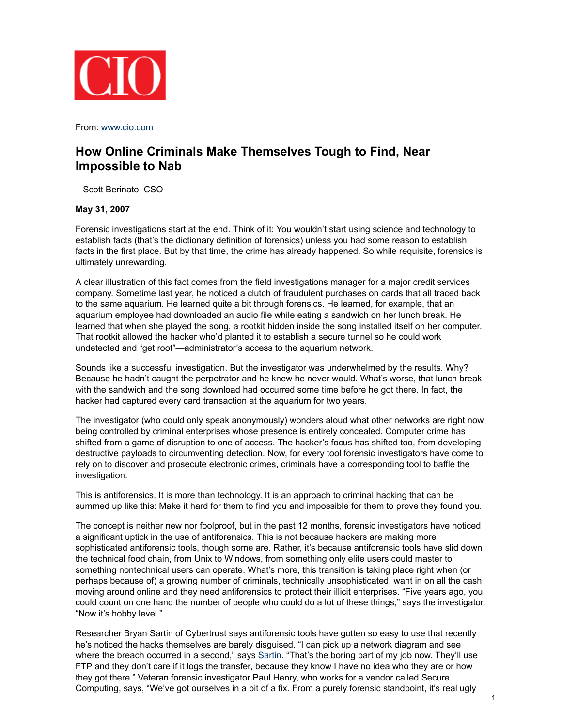From: [www.cio.com](http://www.cio.com)

# How Online Criminals Make Themselves Tough to Find, Near Impossible to Nab

– Scott Berinato, CSO

**May 31, 2007**

Forensic investigations start at the end. Think of it: You wouldn't start using science and technology to establish facts (that's the dictionary definition of forensics) unless you had some reason to establish facts in the first place. But by that time, the crime has already happened. So while requisite, forensics is ultimately unrewarding.

A clear illustration of this fact comes from the field investigations manager for a major credit services company. Sometime last year, he noticed a clutch of fraudulent purchases on cards that all traced back to the same aquarium. He learned quite a bit through forensics. He learned, for example, that an aquarium employee had downloaded an audio file while eating a sandwich on her lunch break. He learned that when she played the song, a rootkit hidden inside the song installed itself on her computer. That rootkit allowed the hacker who'd planted it to establish a secure tunnel so he could work undetected and "get root"—administrator's access to the aquarium network.

Sounds like a successful investigation. But the investigator was underwhelmed by the results. Why? Because he hadn't caught the perpetrator and he knew he never would. What's worse, that lunch break with the sandwich and the song download had occurred some time before he got there. In fact, the hacker had captured every card transaction at the aquarium for two years.

The investigator (who could only speak anonymously) wonders aloud what other networks are right now being controlled by criminal enterprises whose presence is entirely concealed. Computer crime has shifted from a game of disruption to one of access. The hacker's focus has shifted too, from developing destructive payloads to circumventing detection. Now, for every tool forensic investigators have come to rely on to discover and prosecute electronic crimes, criminals have a corresponding tool to baffle the investigation.

This is antiforensics. It is more than technology. It is an approach to criminal hacking that can be summed up like this: Make it hard for them to find you and impossible for them to prove they found you.

The concept is neither new nor foolproof, but in the past 12 months, forensic investigators have noticed a significant uptick in the use of antiforensics. This is not because hackers are making more sophisticated antiforensic tools, though some are. Rather, it's because antiforensic tools have slid down the technical food chain, from Unix to Windows, from something only elite users could master to something nontechnical users can operate. What's more, this transition is taking place right when (or perhaps because of) a growing number of criminals, technically unsophisticated, want in on all the cash moving around online and they need antiforensics to protect their illicit enterprises. "Five years ago, you could count on one hand the number of people who could do a lot of these things," says the investigator. "Now it's hobby level."

Researcher Bryan Sartin of Cybertrust says antiforensic tools have gotten so easy to use that recently he's noticed the hacks themselves are barely disguised. "I can pick up a network diagram and see where the breach occurred in a second," says [Sartin](). "That's the boring part of my job now. They'll use FTP and they don't care if it logs the transfer, because they know I have no idea who they are or how they got there." Veteran forensic investigator Paul Henry, who works for a vendor called Secure Computing, says, "We've got ourselves in a bit of a fix. From a purely forensic standpoint, it's real ugly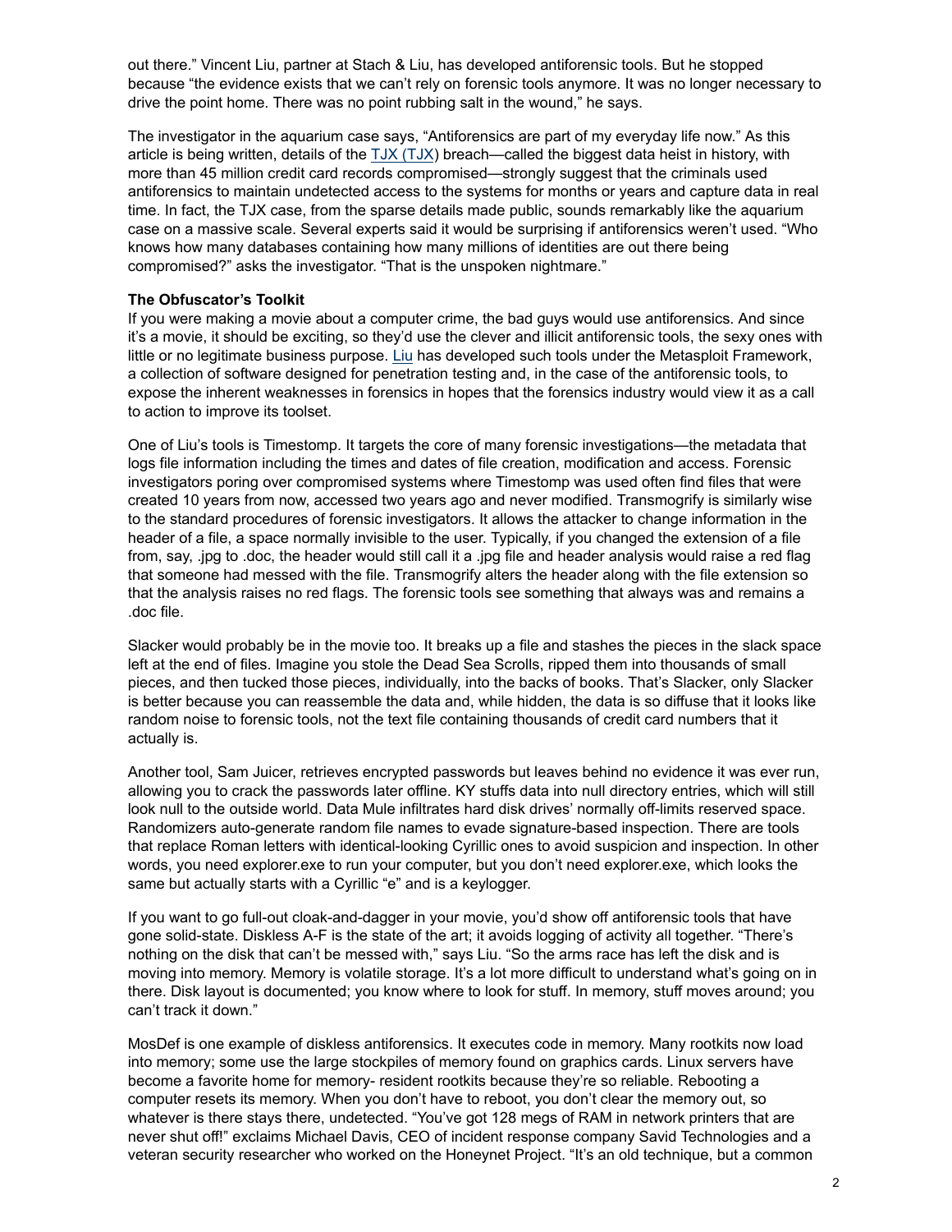out there." Vincent Liu, partner at Stach & Liu, has developed antiforensic tools. But he stopped because "the evidence exists that we can't rely on forensic tools anymore. It was no longer necessary to drive the point home. There was no point rubbing salt in the wound," he says.

The investigator in the aquarium case says, "Antiforensics are part of my everyday life now." As this article is being written, details of the TJX (TJX) breach—called the biggest data heist in history, with more than 45 million credit card records compromised—strongly suggest that the criminals used antiforensics to maintain undetected access to the systems for months or years and capture data in real time. In fact, the TJX case, from the sparse details made public, sounds remarkably like the aquarium case on a massive scale. Several experts said it would be surprising if antiforensics weren't used. "Who knows how many databases containing how many millions of identities are out there being compromised?" asks the investigator. "That is the unspoken nightmare."

**The Obfuscator's Toolkit**

If you were making a movie about a computer crime, the bad guys would use antiforensics. And since it's a movie, it should be exciting, so they'd use the clever and illicit antiforensic tools, the sexy ones with little or no legitimate business purpose. Liu has developed such tools under the Metasploit Framework, a collection of software designed for penetration testing and, in the case of the antiforensic tools, to expose the inherent weaknesses in forensics in hopes that the forensics industry would view it as a call to action to improve its toolset.

One of Liu's tools is Timestomp. It targets the core of many forensic investigations—the metadata that logs file information including the times and dates of file creation, modification and access. Forensic investigators poring over compromised systems where Timestomp was used often find files that were created 10 years from now, accessed two years ago and never modified. Transmogrify is similarly wise to the standard procedures of forensic investigators. It allows the attacker to change information in the header of a file, a space normally invisible to the user. Typically, if you changed the extension of a file from, say, .jpg to .doc, the header would still call it a .jpg file and header analysis would raise a red flag that someone had messed with the file. Transmogrify alters the header along with the file extension so that the analysis raises no red flags. The forensic tools see something that always was and remains a .doc file.

Slacker would probably be in the movie too. It breaks up a file and stashes the pieces in the slack space left at the end of files. Imagine you stole the Dead Sea Scrolls, ripped them into thousands of small pieces, and then tucked those pieces, individually, into the backs of books. That's Slacker, only Slacker is better because you can reassemble the data and, while hidden, the data is so diffuse that it looks like random noise to forensic tools, not the text file containing thousands of credit card numbers that it actually is.

Another tool, Sam Juicer, retrieves encrypted passwords but leaves behind no evidence it was ever run, allowing you to crack the passwords later offline. KY stuffs data into null directory entries, which will still look null to the outside world. Data Mule infiltrates hard disk drives' normally off-limits reserved space. Randomizers auto-generate random file names to evade signature-based inspection. There are tools that replace Roman letters with identical-looking Cyrillic ones to avoid suspicion and inspection. In other words, you need explorer.exe to run your computer, but you don't need explorer.exe, which looks the same but actually starts with a Cyrillic "e" and is a keylogger.

If you want to go full-out cloak-and-dagger in your movie, you'd show off antiforensic tools that have gone solid-state. Diskless A-F is the state of the art; it avoids logging of activity all together. "There's nothing on the disk that can't be messed with," says Liu. "So the arms race has left the disk and is moving into memory. Memory is volatile storage. It's a lot more difficult to understand what's going on in there. Disk layout is documented; you know where to look for stuff. In memory, stuff moves around; you can't track it down."

MosDef is one example of diskless antiforensics. It executes code in memory. Many rootkits now load into memory; some use the large stockpiles of memory found on graphics cards. Linux servers have become a favorite home for memory- resident rootkits because they're so reliable. Rebooting a computer resets its memory. When you don't have to reboot, you don't clear the memory out, so whatever is there stays there, undetected. "You've got 128 megs of RAM in network printers that are never shut off!" exclaims Michael Davis, CEO of incident response company Savid Technologies and a veteran security researcher who worked on the Honeynet Project. "It's an old technique, but a common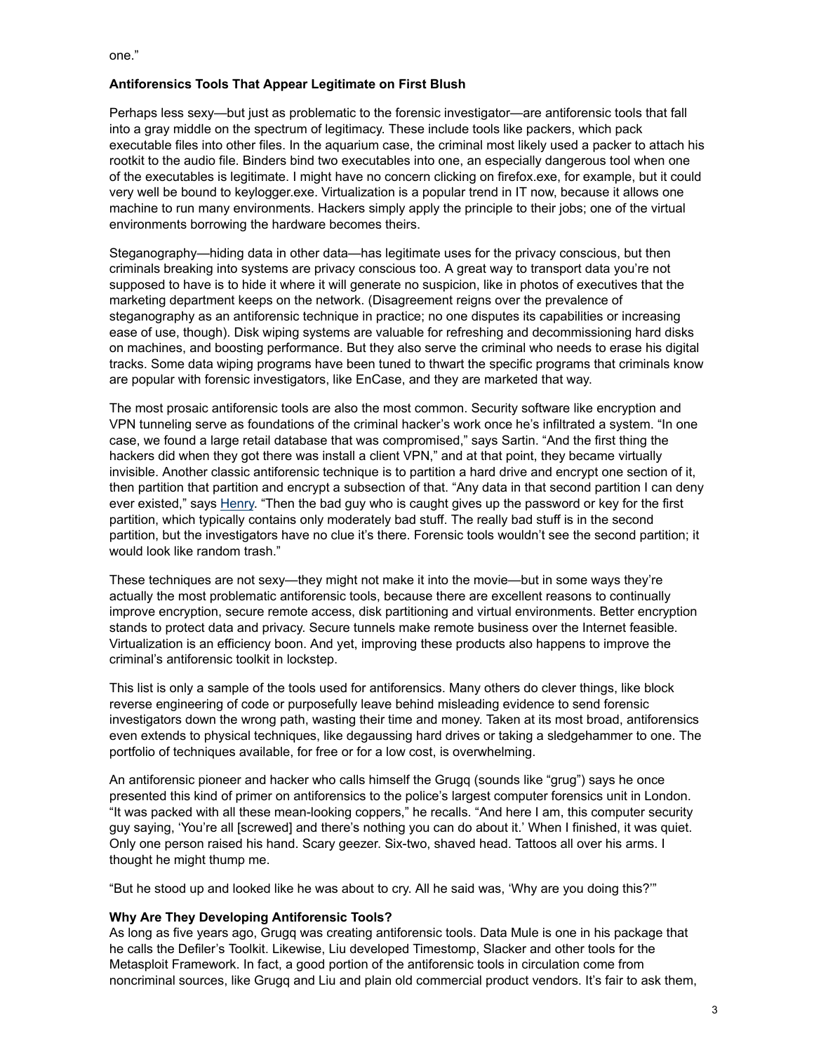one."

**Antiforensics Tools That Appear Legitimate on First Blush**

Perhaps less sexy—but just as problematic to the forensic investigator—are antiforensic tools that fall into a gray middle on the spectrum of legitimacy. These include tools like packers, which pack executable files into other files. In the aquarium case, the criminal most likely used a packer to attach his rootkit to the audio file. Binders bind two executables into one, an especially dangerous tool when one of the executables is legitimate. I might have no concern clicking on firefox.exe, for example, but it could very well be bound to keylogger.exe. Virtualization is a popular trend in IT now, because it allows one machine to run many environments. Hackers simply apply the principle to their jobs; one of the virtual environments borrowing the hardware becomes theirs.

Steganography—hiding data in other data—has legitimate uses for the privacy conscious, but then criminals breaking into systems are privacy conscious too. A great way to transport data you're not supposed to have is to hide it where it will generate no suspicion, like in photos of executives that the marketing department keeps on the network. (Disagreement reigns over the prevalence of steganography as an antiforensic technique in practice; no one disputes its capabilities or increasing ease of use, though). Disk wiping systems are valuable for refreshing and decommissioning hard disks on machines, and boosting performance. But they also serve the criminal who needs to erase his digital tracks. Some data wiping programs have been tuned to thwart the specific programs that criminals know are popular with forensic investigators, like EnCase, and they are marketed that way.

The most prosaic antiforensic tools are also the most common. Security software like encryption and VPN tunneling serve as foundations of the criminal hacker's work once he's infiltrated a system. "In one case, we found a large retail database that was compromised," says Sartin. "And the first thing the hackers did when they got there was install a client VPN," and at that point, they became virtually invisible. Another classic antiforensic technique is to partition a hard drive and encrypt one section of it, then partition that partition and encrypt a subsection of that. "Any data in that second partition I can deny ever existed," says Henry. "Then the bad guy who is caught gives up the password or key for the first partition, which typically contains only moderately bad stuff. The really bad stuff is in the second partition, but the investigators have no clue it's there. Forensic tools wouldn't see the second partition; it would look like random trash."

These techniques are not sexy—they might not make it into the movie—but in some ways they're actually the most problematic antiforensic tools, because there are excellent reasons to continually improve encryption, secure remote access, disk partitioning and virtual environments. Better encryption stands to protect data and privacy. Secure tunnels make remote business over the Internet feasible. Virtualization is an efficiency boon. And yet, improving these products also happens to improve the criminal's antiforensic toolkit in lockstep.

This list is only a sample of the tools used for antiforensics. Many others do clever things, like block reverse engineering of code or purposefully leave behind misleading evidence to send forensic investigators down the wrong path, wasting their time and money. Taken at its most broad, antiforensics even extends to physical techniques, like degaussing hard drives or taking a sledgehammer to one. The portfolio of techniques available, for free or for a low cost, is overwhelming.

An antiforensic pioneer and hacker who calls himself the Grugq (sounds like "grug") says he once presented this kind of primer on antiforensics to the police's largest computer forensics unit in London. "It was packed with all these mean-looking coppers," he recalls. "And here I am, this computer security guy saying, 'You're all [screwed] and there's nothing you can do about it.' When I finished, it was quiet. Only one person raised his hand. Scary geezer. Six-two, shaved head. Tattoos all over his arms. I thought he might thump me.

"But he stood up and looked like he was about to cry. All he said was, 'Why are you doing this?'"

**Why Are They Developing Antiforensic Tools?**

As long as five years ago, Grugq was creating antiforensic tools. Data Mule is one in his package that he calls the Defiler's Toolkit. Likewise, Liu developed Timestomp, Slacker and other tools for the Metasploit Framework. In fact, a good portion of the antiforensic tools in circulation come from noncriminal sources, like Grugq and Liu and plain old commercial product vendors. It's fair to ask them,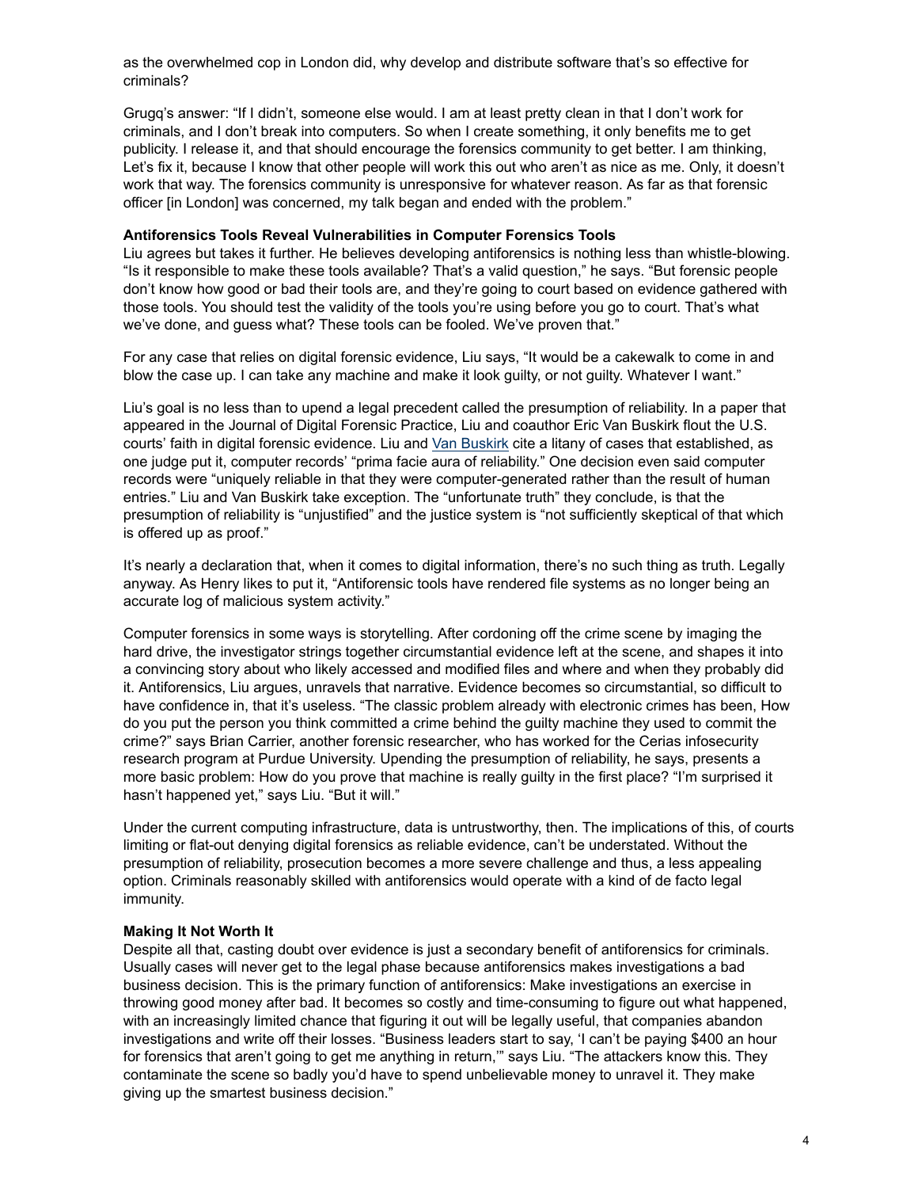as the overwhelmed cop in London did, why develop and distribute software that's so effective for criminals?

Grugq's answer: "If I didn't, someone else would. I am at least pretty clean in that I don't work for criminals, and I don't break into computers. So when I create something, it only benefits me to get publicity. I release it, and that should encourage the forensics community to get better. I am thinking, Let's fix it, because I know that other people will work this out who aren't as nice as me. Only, it doesn't work that way. The forensics community is unresponsive for whatever reason. As far as that forensic officer [in London] was concerned, my talk began and ended with the problem."

**Antiforensics Tools Reveal Vulnerabilities in Computer Forensics Tools**

Liu agrees but takes it further. He believes developing antiforensics is nothing less than whistle-blowing. "Is it responsible to make these tools available? That's a valid question," he says. "But forensic people don't know how good or bad their tools are, and they're going to court based on evidence gathered with those tools. You should test the validity of the tools you're using before you go to court. That's what we've done, and guess what? These tools can be fooled. We've proven that."

For any case that relies on digital forensic evidence, Liu says, "It would be a cakewalk to come in and blow the case up. I can take any machine and make it look guilty, or not guilty. Whatever I want."

Liu's goal is no less than to upend a legal precedent called the presumption of reliability. In a paper that appeared in the Journal of Digital Forensic Practice, Liu and coauthor Eric Van Buskirk flout the U.S. courts' faith in digital forensic evidence. Liu and Van Buskirk cite a litany of cases that established, as one judge put it, computer records' "prima facie aura of reliability." One decision even said computer records were "uniquely reliable in that they were computer-generated rather than the result of human entries." Liu and Van Buskirk take exception. The "unfortunate truth" they conclude, is that the presumption of reliability is "unjustified" and the justice system is "not sufficiently skeptical of that which is offered up as proof."

It's nearly a declaration that, when it comes to digital information, there's no such thing as truth. Legally anyway. As Henry likes to put it, "Antiforensic tools have rendered file systems as no longer being an accurate log of malicious system activity."

Computer forensics in some ways is storytelling. After cordoning off the crime scene by imaging the hard drive, the investigator strings together circumstantial evidence left at the scene, and shapes it into a convincing story about who likely accessed and modified files and where and when they probably did it. Antiforensics, Liu argues, unravels that narrative. Evidence becomes so circumstantial, so difficult to have confidence in, that it's useless. "The classic problem already with electronic crimes has been, How do you put the person you think committed a crime behind the guilty machine they used to commit the crime?" says Brian Carrier, another forensic researcher, who has worked for the Cerias infosecurity research program at Purdue University. Upending the presumption of reliability, he says, presents a more basic problem: How do you prove that machine is really guilty in the first place? "I'm surprised it hasn't happened yet," says Liu. "But it will."

Under the current computing infrastructure, data is untrustworthy, then. The implications of this, of courts limiting or flat-out denying digital forensics as reliable evidence, can't be understated. Without the presumption of reliability, prosecution becomes a more severe challenge and thus, a less appealing option. Criminals reasonably skilled with antiforensics would operate with a kind of de facto legal immunity.

**Making It Not Worth It**

Despite all that, casting doubt over evidence is just a secondary benefit of antiforensics for criminals. Usually cases will never get to the legal phase because antiforensics makes investigations a bad business decision. This is the primary function of antiforensics: Make investigations an exercise in throwing good money after bad. It becomes so costly and time-consuming to figure out what happened, with an increasingly limited chance that figuring it out will be legally useful, that companies abandon investigations and write off their losses. "Business leaders start to say, 'I can't be paying $400 an hour for forensics that aren't going to get me anything in return,'" says Liu. "The attackers know this. They contaminate the scene so badly you'd have to spend unbelievable money to unravel it. They make giving up the smartest business decision."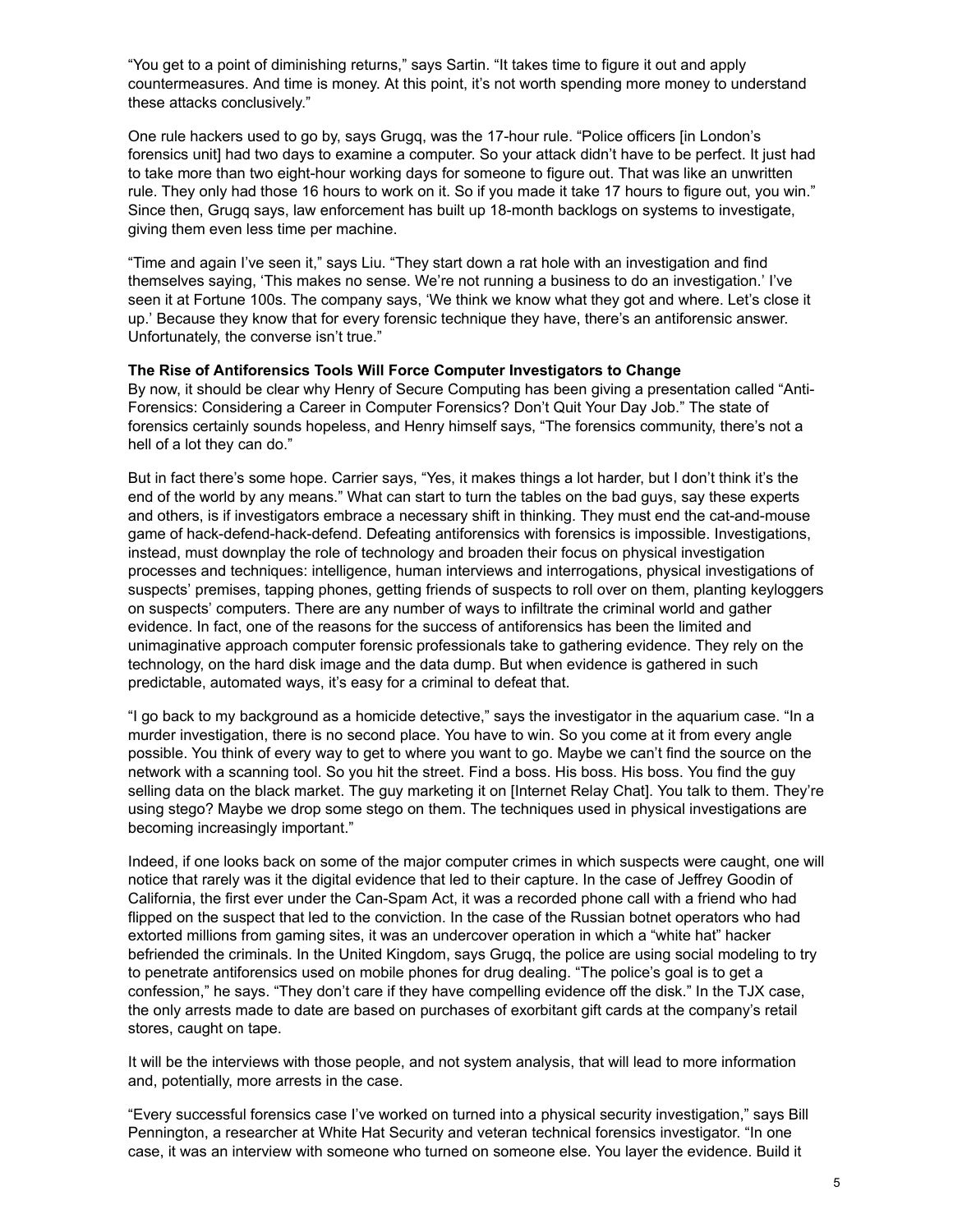"You get to a point of diminishing returns," says Sartin. "It takes time to figure it out and apply countermeasures. And time is money. At this point, it's not worth spending more money to understand these attacks conclusively."

One rule hackers used to go by, says Grugq, was the 17-hour rule. "Police officers [in London's forensics unit] had two days to examine a computer. So your attack didn't have to be perfect. It just had to take more than two eight-hour working days for someone to figure out. That was like an unwritten rule. They only had those 16 hours to work on it. So if you made it take 17 hours to figure out, you win." Since then, Grugq says, law enforcement has built up 18-month backlogs on systems to investigate, giving them even less time per machine.

"Time and again I've seen it," says Liu. "They start down a rat hole with an investigation and find themselves saying, 'This makes no sense. We're not running a business to do an investigation.' I've seen it at Fortune 100s. The company says, 'We think we know what they got and where. Let's close it up.' Because they know that for every forensic technique they have, there's an antiforensic answer. Unfortunately, the converse isn't true."

**The Rise of Antiforensics Tools Will Force Computer Investigators to Change**

By now, it should be clear why Henry of Secure Computing has been giving a presentation called "Anti-Forensics: Considering a Career in Computer Forensics? Don't Quit Your Day Job." The state of forensics certainly sounds hopeless, and Henry himself says, "The forensics community, there's not a hell of a lot they can do."

But in fact there's some hope. Carrier says, "Yes, it makes things a lot harder, but I don't think it's the end of the world by any means." What can start to turn the tables on the bad guys, say these experts and others, is if investigators embrace a necessary shift in thinking. They must end the cat-and-mouse game of hack-defend-hack-defend. Defeating antiforensics with forensics is impossible. Investigations, instead, must downplay the role of technology and broaden their focus on physical investigation processes and techniques: intelligence, human interviews and interrogations, physical investigations of suspects' premises, tapping phones, getting friends of suspects to roll over on them, planting keyloggers on suspects' computers. There are any number of ways to infiltrate the criminal world and gather evidence. In fact, one of the reasons for the success of antiforensics has been the limited and unimaginative approach computer forensic professionals take to gathering evidence. They rely on the technology, on the hard disk image and the data dump. But when evidence is gathered in such predictable, automated ways, it's easy for a criminal to defeat that.

"I go back to my background as a homicide detective," says the investigator in the aquarium case. "In a murder investigation, there is no second place. You have to win. So you come at it from every angle possible. You think of every way to get to where you want to go. Maybe we can't find the source on the network with a scanning tool. So you hit the street. Find a boss. His boss. His boss. You find the guy selling data on the black market. The guy marketing it on [Internet Relay Chat]. You talk to them. They're using stego? Maybe we drop some stego on them. The techniques used in physical investigations are becoming increasingly important."

Indeed, if one looks back on some of the major computer crimes in which suspects were caught, one will notice that rarely was it the digital evidence that led to their capture. In the case of Jeffrey Goodin of California, the first ever under the Can-Spam Act, it was a recorded phone call with a friend who had flipped on the suspect that led to the conviction. In the case of the Russian botnet operators who had extorted millions from gaming sites, it was an undercover operation in which a "white hat" hacker befriended the criminals. In the United Kingdom, says Grugq, the police are using social modeling to try to penetrate antiforensics used on mobile phones for drug dealing. "The police's goal is to get a confession," he says. "They don't care if they have compelling evidence off the disk." In the TJX case, the only arrests made to date are based on purchases of exorbitant gift cards at the company's retail stores, caught on tape.

It will be the interviews with those people, and not system analysis, that will lead to more information and, potentially, more arrests in the case.

"Every successful forensics case I've worked on turned into a physical security investigation," says Bill Pennington, a researcher at White Hat Security and veteran technical forensics investigator. "In one case, it was an interview with someone who turned on someone else. You layer the evidence. Build it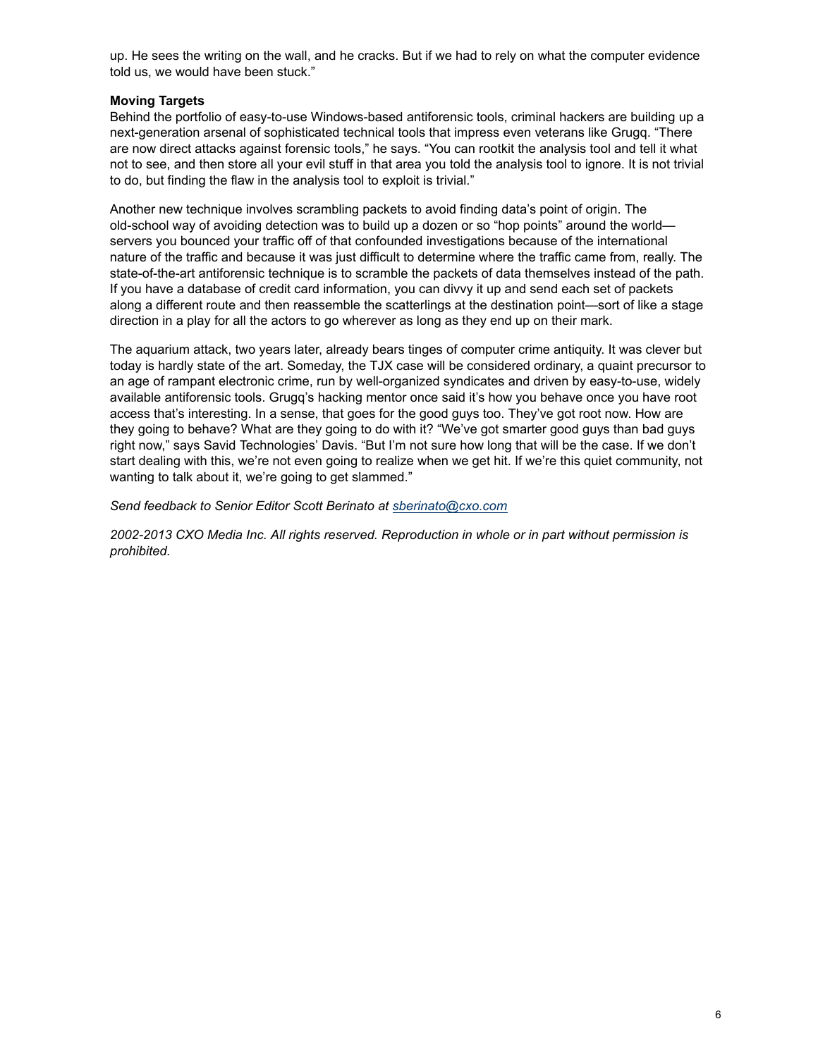up. He sees the writing on the wall, and he cracks. But if we had to rely on what the computer evidence told us, we would have been stuck."

**Moving Targets**

Behind the portfolio of easy-to-use Windows-based antiforensic tools, criminal hackers are building up a next-generation arsenal of sophisticated technical tools that impress even veterans like Grugq. "There are now direct attacks against forensic tools," he says. "You can rootkit the analysis tool and tell it what not to see, and then store all your evil stuff in that area you told the analysis tool to ignore. It is not trivial to do, but finding the flaw in the analysis tool to exploit is trivial."

Another new technique involves scrambling packets to avoid finding data's point of origin. The old-school way of avoiding detection was to build up a dozen or so "hop points" around the world—servers you bounced your traffic off of that confounded investigations because of the international nature of the traffic and because it was just difficult to determine where the traffic came from, really. The state-of-the-art antiforensic technique is to scramble the packets of data themselves instead of the path. If you have a database of credit card information, you can divvy it up and send each set of packets along a different route and then reassemble the scatterlings at the destination point—sort of like a stage direction in a play for all the actors to go wherever as long as they end up on their mark.

The aquarium attack, two years later, already bears tinges of computer crime antiquity. It was clever but today is hardly state of the art. Someday, the TJX case will be considered ordinary, a quaint precursor to an age of rampant electronic crime, run by well-organized syndicates and driven by easy-to-use, widely available antiforensic tools. Grugq's hacking mentor once said it's how you behave once you have root access that's interesting. In a sense, that goes for the good guys too. They've got root now. How are they going to behave? What are they going to do with it? "We've got smarter good guys than bad guys right now," says Savid Technologies' Davis. "But I'm not sure how long that will be the case. If we don't start dealing with this, we're not even going to realize when we get hit. If we're this quiet community, not wanting to talk about it, we're going to get slammed."

*Send feedback to Senior Editor Scott Berinato at sberinato@cxo.com*

*2002-2013 CXO Media Inc. All rights reserved. Reproduction in whole or in part without permission is prohibited.*